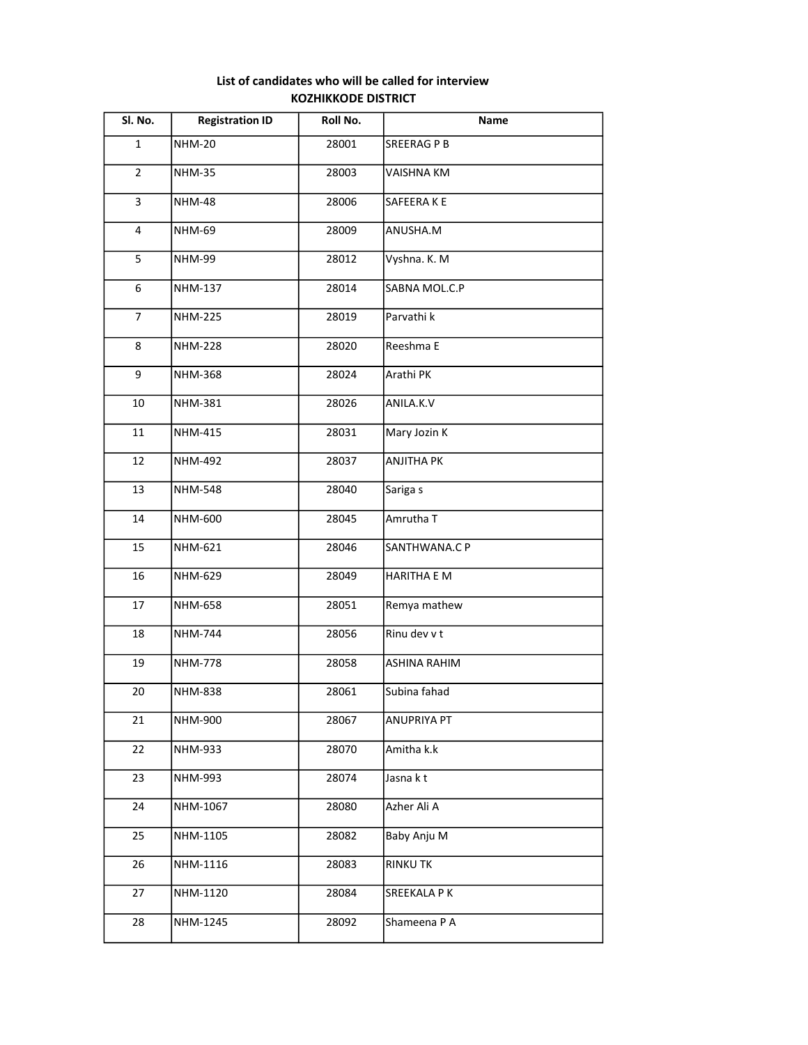## List of candidates who will be called for interview

### KOZHIKKODE DISTRICT

| Sl. No. | Registration ID | Roll No. | Name |
|---|---|---|---|
| 1 | NHM-20 | 28001 | SREERAG P B |
| 2 | NHM-35 | 28003 | VAISHNA KM |
| 3 | NHM-48 | 28006 | SAFEERA K E |
| 4 | NHM-69 | 28009 | ANUSHA.M |
| 5 | NHM-99 | 28012 | Vyshna. K. M |
| 6 | NHM-137 | 28014 | SABNA MOL.C.P |
| 7 | NHM-225 | 28019 | Parvathi k |
| 8 | NHM-228 | 28020 | Reeshma E |
| 9 | NHM-368 | 28024 | Arathi PK |
| 10 | NHM-381 | 28026 | ANILA.K.V |
| 11 | NHM-415 | 28031 | Mary Jozin K |
| 12 | NHM-492 | 28037 | ANJITHA PK |
| 13 | NHM-548 | 28040 | Sariga s |
| 14 | NHM-600 | 28045 | Amrutha T |
| 15 | NHM-621 | 28046 | SANTHWANA.C P |
| 16 | NHM-629 | 28049 | HARITHA E M |
| 17 | NHM-658 | 28051 | Remya mathew |
| 18 | NHM-744 | 28056 | Rinu dev v t |
| 19 | NHM-778 | 28058 | ASHINA RAHIM |
| 20 | NHM-838 | 28061 | Subina fahad |
| 21 | NHM-900 | 28067 | ANUPRIYA PT |
| 22 | NHM-933 | 28070 | Amitha k.k |
| 23 | NHM-993 | 28074 | Jasna k t |
| 24 | NHM-1067 | 28080 | Azher Ali A |
| 25 | NHM-1105 | 28082 | Baby Anju M |
| 26 | NHM-1116 | 28083 | RINKU TK |
| 27 | NHM-1120 | 28084 | SREEKALA P K |
| 28 | NHM-1245 | 28092 | Shameena P A |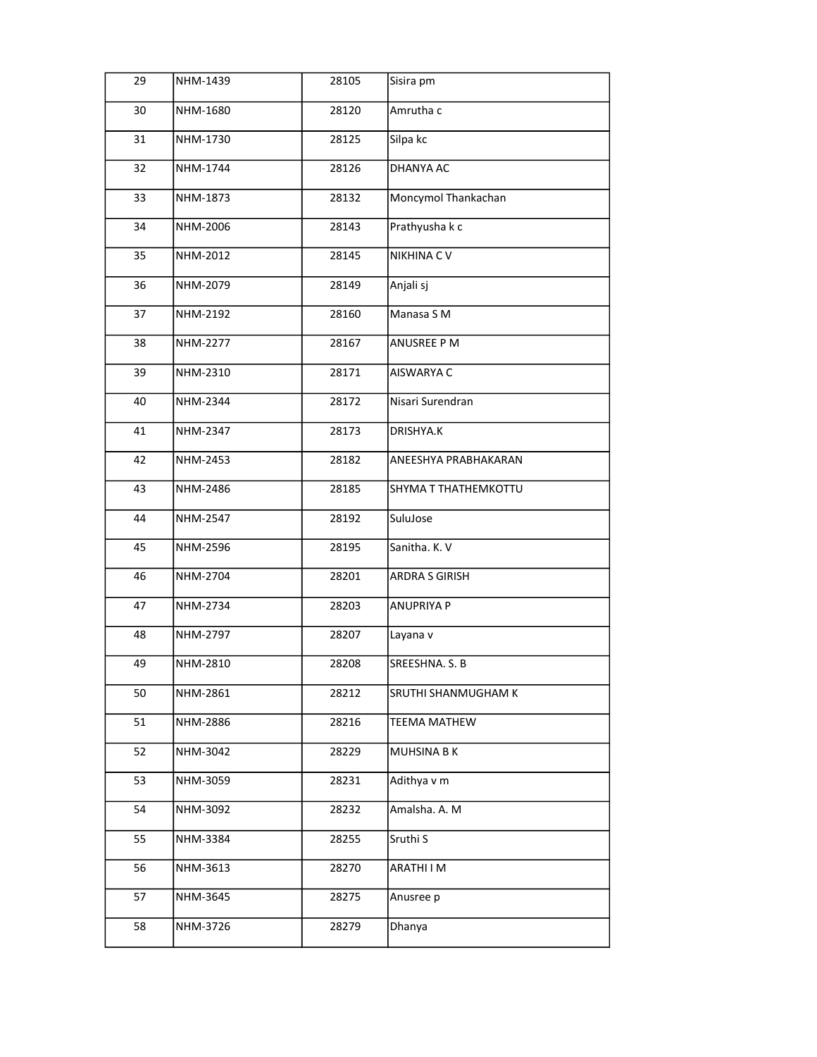| 29 | NHM-1439 | 28105 | Sisira pm |
|---|---|---|---|
| 30 | NHM-1680 | 28120 | Amrutha c |
| 31 | NHM-1730 | 28125 | Silpa kc |
| 32 | NHM-1744 | 28126 | DHANYA AC |
| 33 | NHM-1873 | 28132 | Moncymol Thankachan |
| 34 | NHM-2006 | 28143 | Prathyusha k c |
| 35 | NHM-2012 | 28145 | NIKHINA C V |
| 36 | NHM-2079 | 28149 | Anjali sj |
| 37 | NHM-2192 | 28160 | Manasa S M |
| 38 | NHM-2277 | 28167 | ANUSREE P M |
| 39 | NHM-2310 | 28171 | AISWARYA C |
| 40 | NHM-2344 | 28172 | Nisari Surendran |
| 41 | NHM-2347 | 28173 | DRISHYA.K |
| 42 | NHM-2453 | 28182 | ANEESHYA PRABHAKARAN |
| 43 | NHM-2486 | 28185 | SHYMA T THATHEMKOTTU |
| 44 | NHM-2547 | 28192 | SuluJose |
| 45 | NHM-2596 | 28195 | Sanitha. K. V |
| 46 | NHM-2704 | 28201 | ARDRA S GIRISH |
| 47 | NHM-2734 | 28203 | ANUPRIYA P |
| 48 | NHM-2797 | 28207 | Layana v |
| 49 | NHM-2810 | 28208 | SREESHNA. S. B |
| 50 | NHM-2861 | 28212 | SRUTHI SHANMUGHAM K |
| 51 | NHM-2886 | 28216 | TEEMA MATHEW |
| 52 | NHM-3042 | 28229 | MUHSINA B K |
| 53 | NHM-3059 | 28231 | Adithya v m |
| 54 | NHM-3092 | 28232 | Amalsha. A. M |
| 55 | NHM-3384 | 28255 | Sruthi S |
| 56 | NHM-3613 | 28270 | ARATHI I M |
| 57 | NHM-3645 | 28275 | Anusree p |
| 58 | NHM-3726 | 28279 | Dhanya |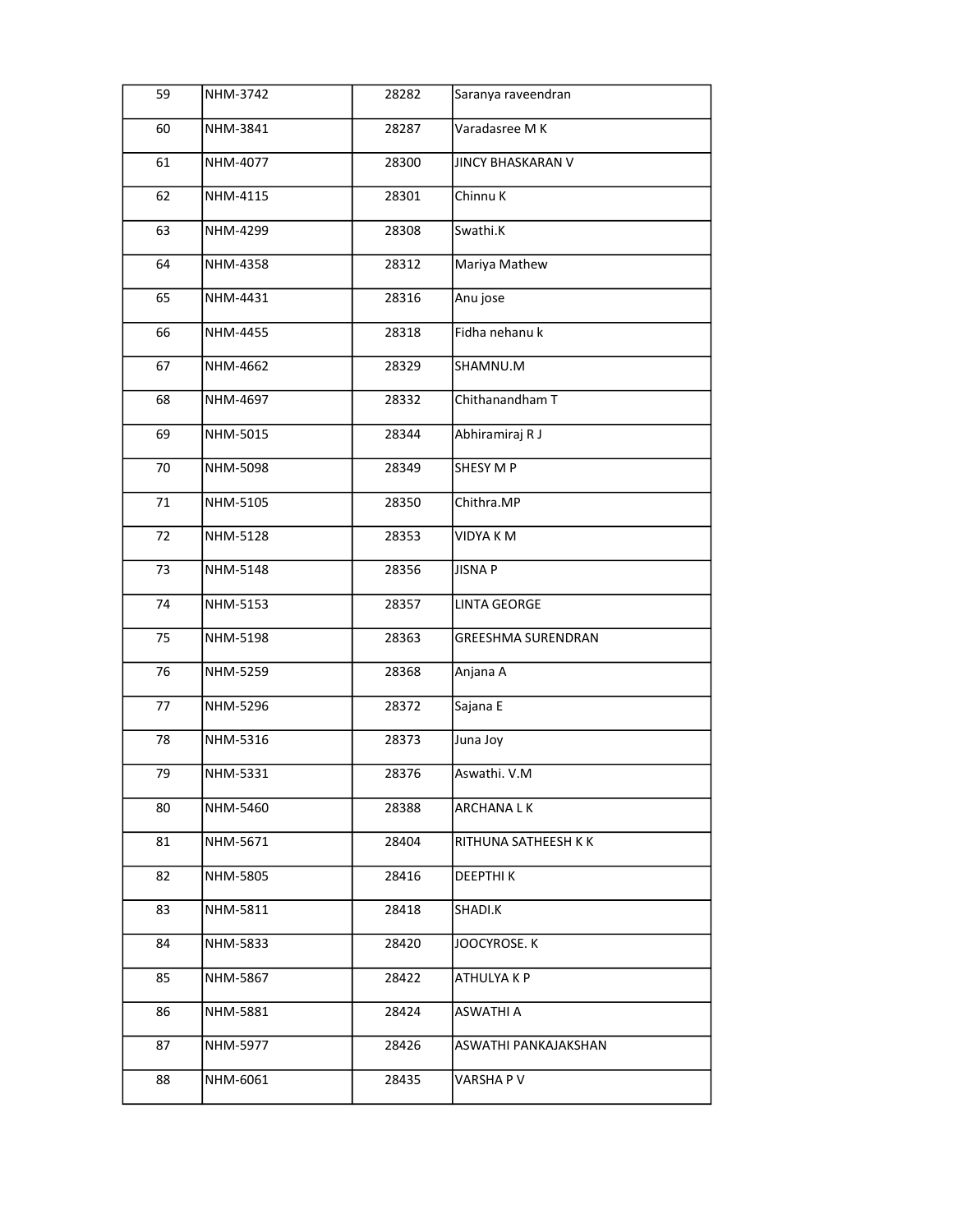| | | | |
|---|---|---|---|
| 59 | NHM-3742 | 28282 | Saranya raveendran |
| 60 | NHM-3841 | 28287 | Varadasree M K |
| 61 | NHM-4077 | 28300 | JINCY BHASKARAN V |
| 62 | NHM-4115 | 28301 | Chinnu K |
| 63 | NHM-4299 | 28308 | Swathi.K |
| 64 | NHM-4358 | 28312 | Mariya Mathew |
| 65 | NHM-4431 | 28316 | Anu jose |
| 66 | NHM-4455 | 28318 | Fidha nehanu k |
| 67 | NHM-4662 | 28329 | SHAMNU.M |
| 68 | NHM-4697 | 28332 | Chithanandham T |
| 69 | NHM-5015 | 28344 | Abhiramiraj R J |
| 70 | NHM-5098 | 28349 | SHESY M P |
| 71 | NHM-5105 | 28350 | Chithra.MP |
| 72 | NHM-5128 | 28353 | VIDYA K M |
| 73 | NHM-5148 | 28356 | JISNA P |
| 74 | NHM-5153 | 28357 | LINTA GEORGE |
| 75 | NHM-5198 | 28363 | GREESHMA SURENDRAN |
| 76 | NHM-5259 | 28368 | Anjana A |
| 77 | NHM-5296 | 28372 | Sajana E |
| 78 | NHM-5316 | 28373 | Juna Joy |
| 79 | NHM-5331 | 28376 | Aswathi. V.M |
| 80 | NHM-5460 | 28388 | ARCHANA L K |
| 81 | NHM-5671 | 28404 | RITHUNA SATHEESH K K |
| 82 | NHM-5805 | 28416 | DEEPTHI K |
| 83 | NHM-5811 | 28418 | SHADI.K |
| 84 | NHM-5833 | 28420 | JOOCYROSE. K |
| 85 | NHM-5867 | 28422 | ATHULYA K P |
| 86 | NHM-5881 | 28424 | ASWATHI A |
| 87 | NHM-5977 | 28426 | ASWATHI PANKAJAKSHAN |
| 88 | NHM-6061 | 28435 | VARSHA P V |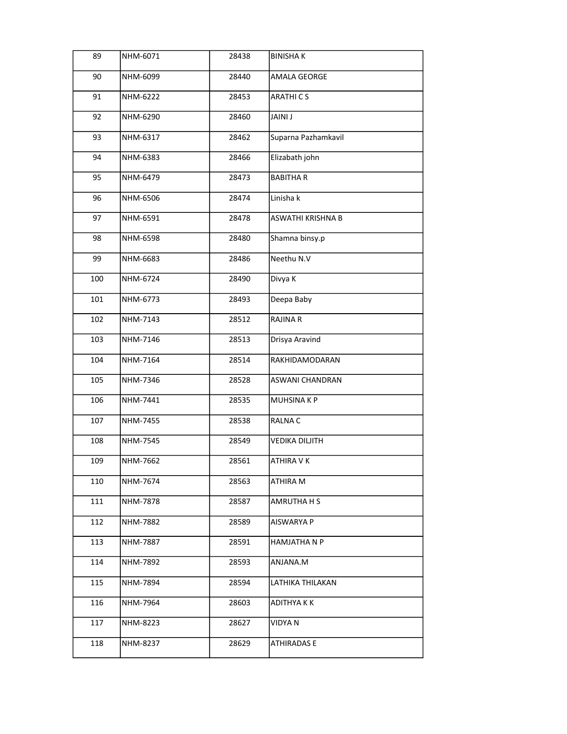| | | | |
|---|---|---|---|
| 89 | NHM-6071 | 28438 | BINISHA K |
| 90 | NHM-6099 | 28440 | AMALA GEORGE |
| 91 | NHM-6222 | 28453 | ARATHI C S |
| 92 | NHM-6290 | 28460 | JAINI J |
| 93 | NHM-6317 | 28462 | Suparna Pazhamkavil |
| 94 | NHM-6383 | 28466 | Elizabath john |
| 95 | NHM-6479 | 28473 | BABITHA R |
| 96 | NHM-6506 | 28474 | Linisha k |
| 97 | NHM-6591 | 28478 | ASWATHI KRISHNA B |
| 98 | NHM-6598 | 28480 | Shamna binsy.p |
| 99 | NHM-6683 | 28486 | Neethu N.V |
| 100 | NHM-6724 | 28490 | Divya K |
| 101 | NHM-6773 | 28493 | Deepa Baby |
| 102 | NHM-7143 | 28512 | RAJINA R |
| 103 | NHM-7146 | 28513 | Drisya Aravind |
| 104 | NHM-7164 | 28514 | RAKHIDAMODARAN |
| 105 | NHM-7346 | 28528 | ASWANI CHANDRAN |
| 106 | NHM-7441 | 28535 | MUHSINA K P |
| 107 | NHM-7455 | 28538 | RALNA C |
| 108 | NHM-7545 | 28549 | VEDIKA DILJITH |
| 109 | NHM-7662 | 28561 | ATHIRA V K |
| 110 | NHM-7674 | 28563 | ATHIRA M |
| 111 | NHM-7878 | 28587 | AMRUTHA H S |
| 112 | NHM-7882 | 28589 | AISWARYA P |
| 113 | NHM-7887 | 28591 | HAMJATHA N P |
| 114 | NHM-7892 | 28593 | ANJANA.M |
| 115 | NHM-7894 | 28594 | LATHIKA THILAKAN |
| 116 | NHM-7964 | 28603 | ADITHYA K K |
| 117 | NHM-8223 | 28627 | VIDYA N |
| 118 | NHM-8237 | 28629 | ATHIRADAS E |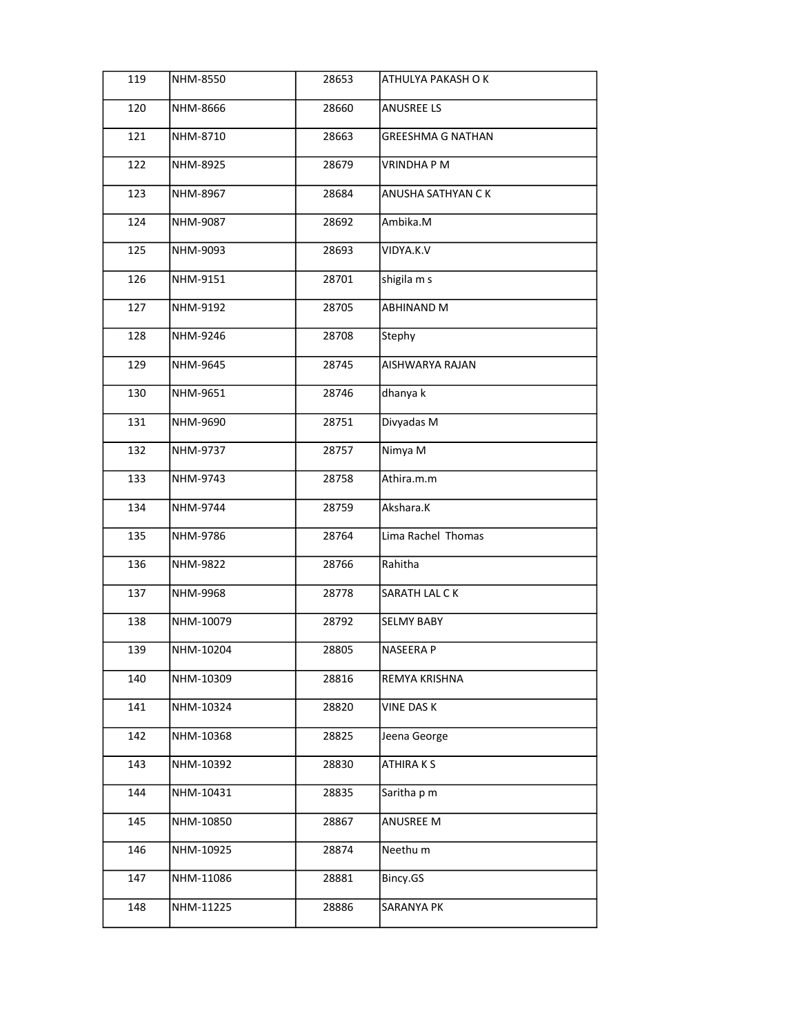| | | | |
|---|---|---|---|
| 119 | NHM-8550 | 28653 | ATHULYA PAKASH O K |
| 120 | NHM-8666 | 28660 | ANUSREE LS |
| 121 | NHM-8710 | 28663 | GREESHMA G NATHAN |
| 122 | NHM-8925 | 28679 | VRINDHA P M |
| 123 | NHM-8967 | 28684 | ANUSHA SATHYAN C K |
| 124 | NHM-9087 | 28692 | Ambika.M |
| 125 | NHM-9093 | 28693 | VIDYA.K.V |
| 126 | NHM-9151 | 28701 | shigila m s |
| 127 | NHM-9192 | 28705 | ABHINAND M |
| 128 | NHM-9246 | 28708 | Stephy |
| 129 | NHM-9645 | 28745 | AISHWARYA RAJAN |
| 130 | NHM-9651 | 28746 | dhanya k |
| 131 | NHM-9690 | 28751 | Divyadas M |
| 132 | NHM-9737 | 28757 | Nimya M |
| 133 | NHM-9743 | 28758 | Athira.m.m |
| 134 | NHM-9744 | 28759 | Akshara.K |
| 135 | NHM-9786 | 28764 | Lima Rachel Thomas |
| 136 | NHM-9822 | 28766 | Rahitha |
| 137 | NHM-9968 | 28778 | SARATH LAL C K |
| 138 | NHM-10079 | 28792 | SELMY BABY |
| 139 | NHM-10204 | 28805 | NASEERA P |
| 140 | NHM-10309 | 28816 | REMYA KRISHNA |
| 141 | NHM-10324 | 28820 | VINE DAS K |
| 142 | NHM-10368 | 28825 | Jeena George |
| 143 | NHM-10392 | 28830 | ATHIRA K S |
| 144 | NHM-10431 | 28835 | Saritha p m |
| 145 | NHM-10850 | 28867 | ANUSREE M |
| 146 | NHM-10925 | 28874 | Neethu m |
| 147 | NHM-11086 | 28881 | Bincy.GS |
| 148 | NHM-11225 | 28886 | SARANYA PK |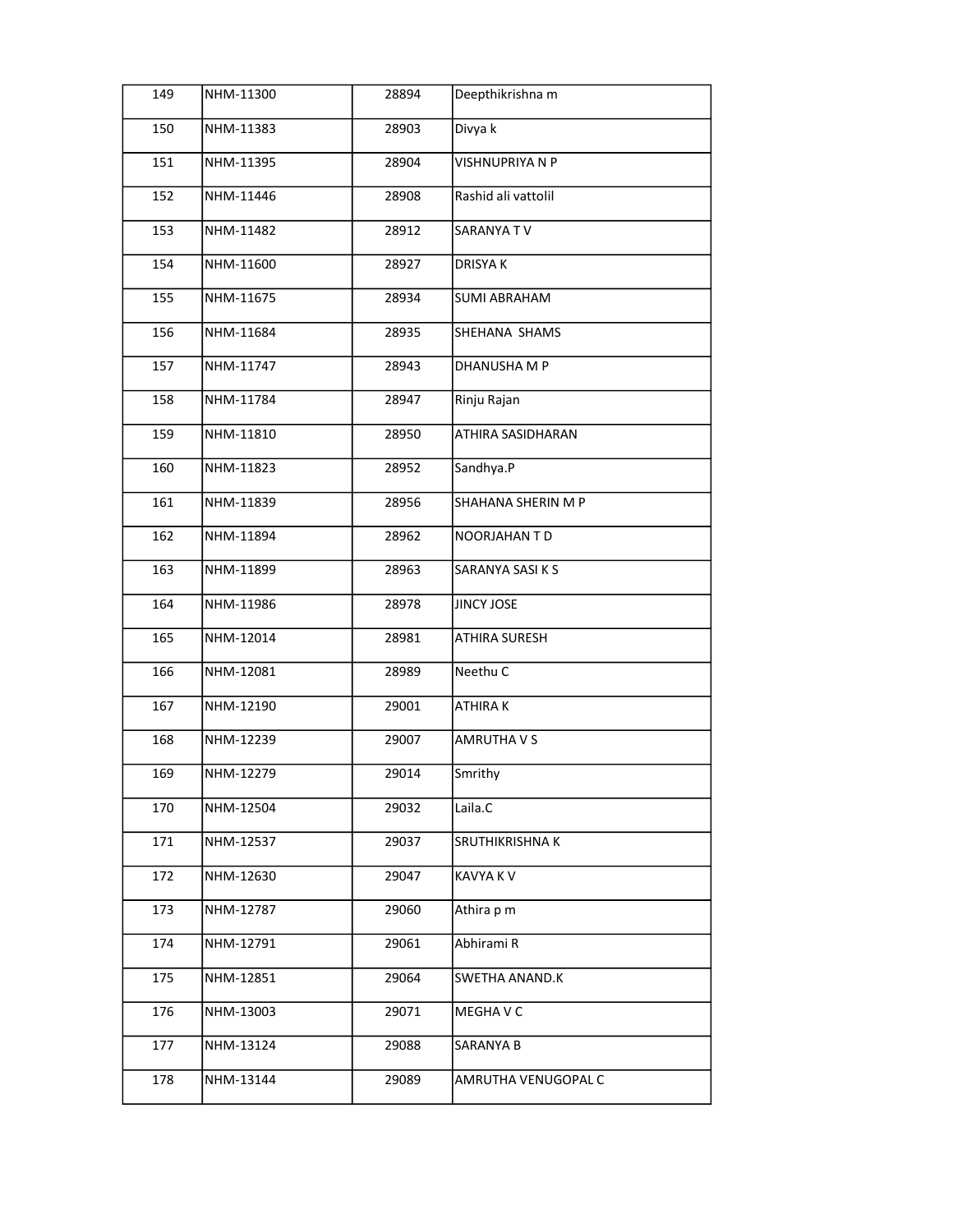| | | | |
|---|---|---|---|
| 149 | NHM-11300 | 28894 | Deepthikrishna m |
| 150 | NHM-11383 | 28903 | Divya k |
| 151 | NHM-11395 | 28904 | VISHNUPRIYA N P |
| 152 | NHM-11446 | 28908 | Rashid ali vattolil |
| 153 | NHM-11482 | 28912 | SARANYA T V |
| 154 | NHM-11600 | 28927 | DRISYA K |
| 155 | NHM-11675 | 28934 | SUMI ABRAHAM |
| 156 | NHM-11684 | 28935 | SHEHANA  SHAMS |
| 157 | NHM-11747 | 28943 | DHANUSHA M P |
| 158 | NHM-11784 | 28947 | Rinju Rajan |
| 159 | NHM-11810 | 28950 | ATHIRA SASIDHARAN |
| 160 | NHM-11823 | 28952 | Sandhya.P |
| 161 | NHM-11839 | 28956 | SHAHANA SHERIN M P |
| 162 | NHM-11894 | 28962 | NOORJAHAN T D |
| 163 | NHM-11899 | 28963 | SARANYA SASI K S |
| 164 | NHM-11986 | 28978 | JINCY JOSE |
| 165 | NHM-12014 | 28981 | ATHIRA SURESH |
| 166 | NHM-12081 | 28989 | Neethu C |
| 167 | NHM-12190 | 29001 | ATHIRA K |
| 168 | NHM-12239 | 29007 | AMRUTHA V S |
| 169 | NHM-12279 | 29014 | Smrithy |
| 170 | NHM-12504 | 29032 | Laila.C |
| 171 | NHM-12537 | 29037 | SRUTHIKRISHNA K |
| 172 | NHM-12630 | 29047 | KAVYA K V |
| 173 | NHM-12787 | 29060 | Athira p m |
| 174 | NHM-12791 | 29061 | Abhirami R |
| 175 | NHM-12851 | 29064 | SWETHA ANAND.K |
| 176 | NHM-13003 | 29071 | MEGHA V C |
| 177 | NHM-13124 | 29088 | SARANYA B |
| 178 | NHM-13144 | 29089 | AMRUTHA VENUGOPAL C |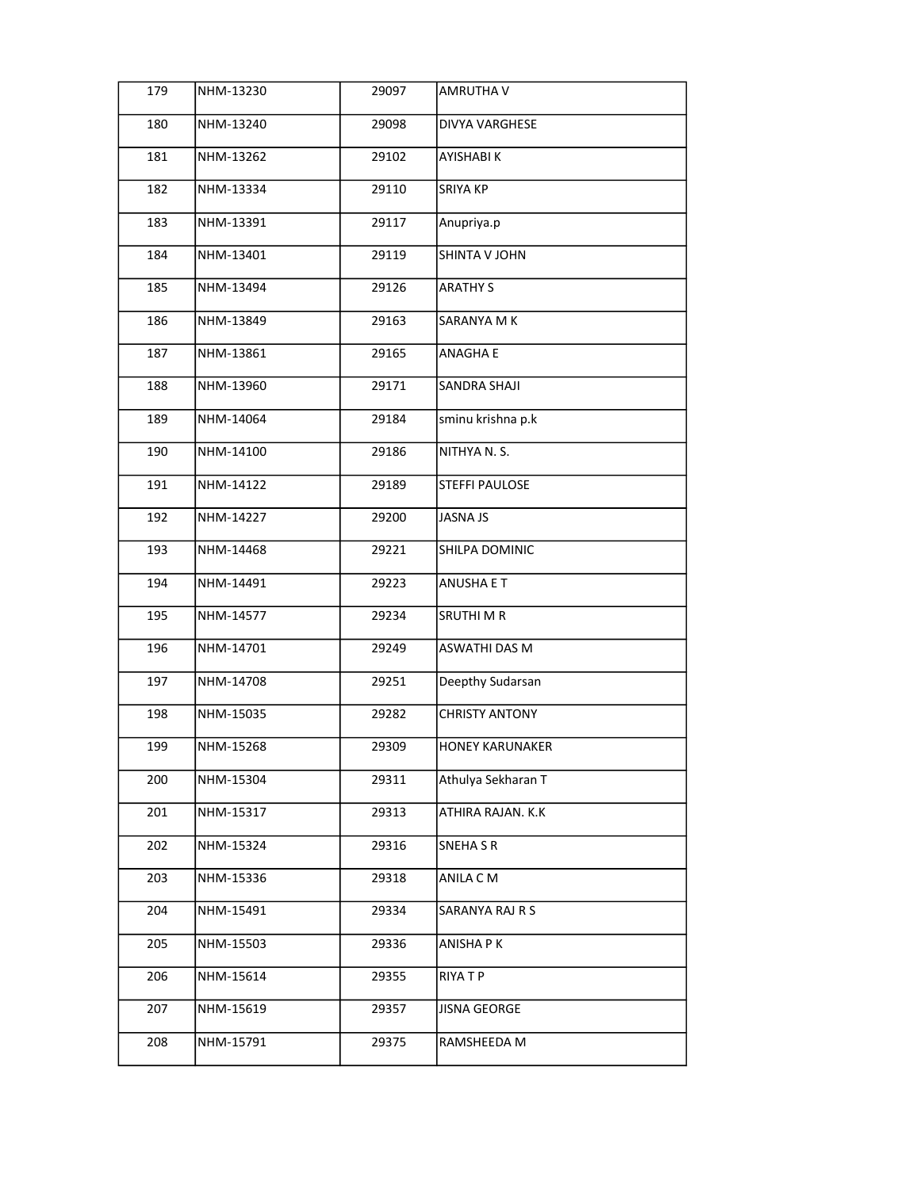| | | | |
|---|---|---|---|
| 179 | NHM-13230 | 29097 | AMRUTHA V |
| 180 | NHM-13240 | 29098 | DIVYA VARGHESE |
| 181 | NHM-13262 | 29102 | AYISHABI K |
| 182 | NHM-13334 | 29110 | SRIYA KP |
| 183 | NHM-13391 | 29117 | Anupriya.p |
| 184 | NHM-13401 | 29119 | SHINTA V JOHN |
| 185 | NHM-13494 | 29126 | ARATHY S |
| 186 | NHM-13849 | 29163 | SARANYA M K |
| 187 | NHM-13861 | 29165 | ANAGHA E |
| 188 | NHM-13960 | 29171 | SANDRA SHAJI |
| 189 | NHM-14064 | 29184 | sminu krishna p.k |
| 190 | NHM-14100 | 29186 | NITHYA N. S. |
| 191 | NHM-14122 | 29189 | STEFFI PAULOSE |
| 192 | NHM-14227 | 29200 | JASNA JS |
| 193 | NHM-14468 | 29221 | SHILPA DOMINIC |
| 194 | NHM-14491 | 29223 | ANUSHA E T |
| 195 | NHM-14577 | 29234 | SRUTHI M R |
| 196 | NHM-14701 | 29249 | ASWATHI DAS M |
| 197 | NHM-14708 | 29251 | Deepthy Sudarsan |
| 198 | NHM-15035 | 29282 | CHRISTY ANTONY |
| 199 | NHM-15268 | 29309 | HONEY KARUNAKER |
| 200 | NHM-15304 | 29311 | Athulya Sekharan T |
| 201 | NHM-15317 | 29313 | ATHIRA RAJAN. K.K |
| 202 | NHM-15324 | 29316 | SNEHA S R |
| 203 | NHM-15336 | 29318 | ANILA C M |
| 204 | NHM-15491 | 29334 | SARANYA RAJ R S |
| 205 | NHM-15503 | 29336 | ANISHA P K |
| 206 | NHM-15614 | 29355 | RIYA T P |
| 207 | NHM-15619 | 29357 | JISNA GEORGE |
| 208 | NHM-15791 | 29375 | RAMSHEEDA M |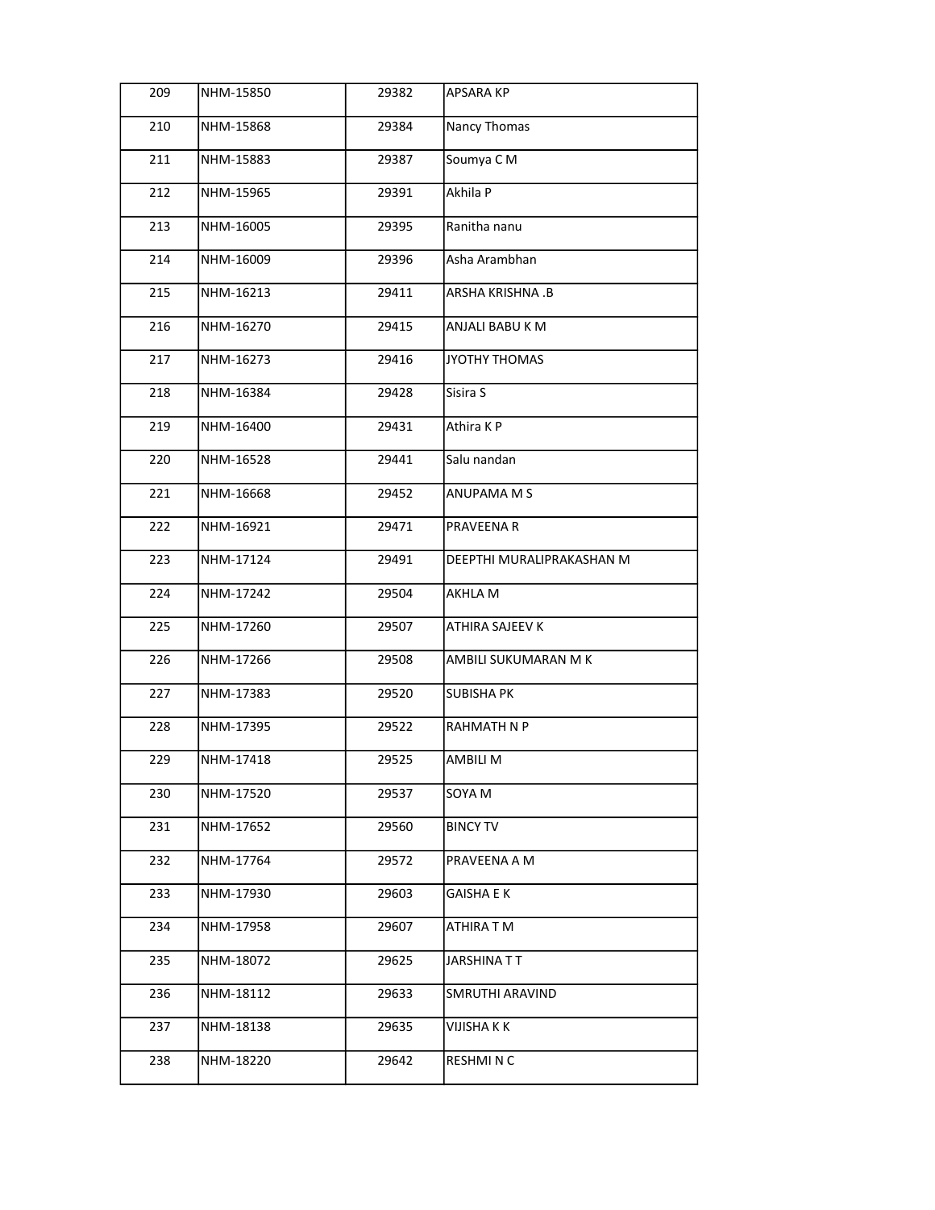| 209 | NHM-15850 | 29382 | APSARA KP |
|---|---|---|---|
| 210 | NHM-15868 | 29384 | Nancy Thomas |
| 211 | NHM-15883 | 29387 | Soumya C M |
| 212 | NHM-15965 | 29391 | Akhila P |
| 213 | NHM-16005 | 29395 | Ranitha nanu |
| 214 | NHM-16009 | 29396 | Asha Arambhan |
| 215 | NHM-16213 | 29411 | ARSHA KRISHNA .B |
| 216 | NHM-16270 | 29415 | ANJALI BABU K M |
| 217 | NHM-16273 | 29416 | JYOTHY THOMAS |
| 218 | NHM-16384 | 29428 | Sisira S |
| 219 | NHM-16400 | 29431 | Athira K P |
| 220 | NHM-16528 | 29441 | Salu nandan |
| 221 | NHM-16668 | 29452 | ANUPAMA M S |
| 222 | NHM-16921 | 29471 | PRAVEENA R |
| 223 | NHM-17124 | 29491 | DEEPTHI MURALIPRAKASHAN M |
| 224 | NHM-17242 | 29504 | AKHLA M |
| 225 | NHM-17260 | 29507 | ATHIRA SAJEEV K |
| 226 | NHM-17266 | 29508 | AMBILI SUKUMARAN M K |
| 227 | NHM-17383 | 29520 | SUBISHA PK |
| 228 | NHM-17395 | 29522 | RAHMATH N P |
| 229 | NHM-17418 | 29525 | AMBILI M |
| 230 | NHM-17520 | 29537 | SOYA M |
| 231 | NHM-17652 | 29560 | BINCY TV |
| 232 | NHM-17764 | 29572 | PRAVEENA A M |
| 233 | NHM-17930 | 29603 | GAISHA E K |
| 234 | NHM-17958 | 29607 | ATHIRA T M |
| 235 | NHM-18072 | 29625 | JARSHINA T T |
| 236 | NHM-18112 | 29633 | SMRUTHI ARAVIND |
| 237 | NHM-18138 | 29635 | VIJISHA K K |
| 238 | NHM-18220 | 29642 | RESHMI N C |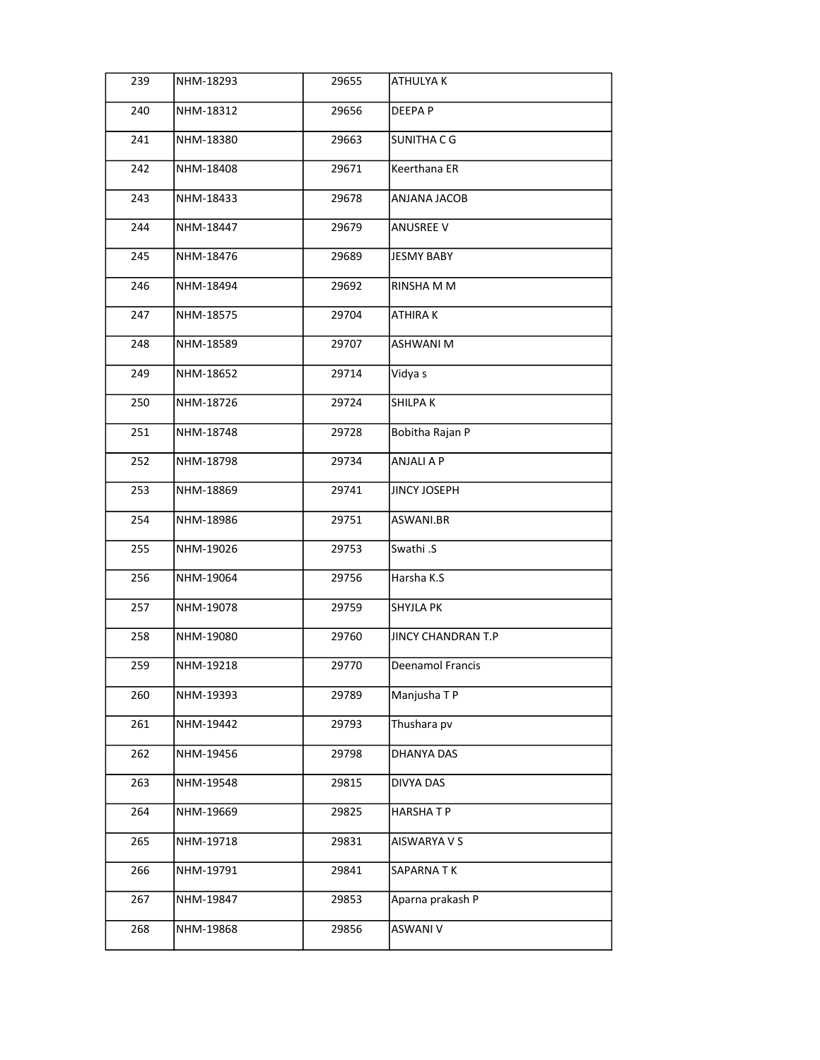| | | | |
|---|---|---|---|
| 239 | NHM-18293 | 29655 | ATHULYA K |
| 240 | NHM-18312 | 29656 | DEEPA P |
| 241 | NHM-18380 | 29663 | SUNITHA C G |
| 242 | NHM-18408 | 29671 | Keerthana ER |
| 243 | NHM-18433 | 29678 | ANJANA JACOB |
| 244 | NHM-18447 | 29679 | ANUSREE V |
| 245 | NHM-18476 | 29689 | JESMY BABY |
| 246 | NHM-18494 | 29692 | RINSHA M M |
| 247 | NHM-18575 | 29704 | ATHIRA K |
| 248 | NHM-18589 | 29707 | ASHWANI M |
| 249 | NHM-18652 | 29714 | Vidya s |
| 250 | NHM-18726 | 29724 | SHILPA K |
| 251 | NHM-18748 | 29728 | Bobitha Rajan P |
| 252 | NHM-18798 | 29734 | ANJALI A P |
| 253 | NHM-18869 | 29741 | JINCY JOSEPH |
| 254 | NHM-18986 | 29751 | ASWANI.BR |
| 255 | NHM-19026 | 29753 | Swathi .S |
| 256 | NHM-19064 | 29756 | Harsha K.S |
| 257 | NHM-19078 | 29759 | SHYJLA PK |
| 258 | NHM-19080 | 29760 | JINCY CHANDRAN T.P |
| 259 | NHM-19218 | 29770 | Deenamol Francis |
| 260 | NHM-19393 | 29789 | Manjusha T P |
| 261 | NHM-19442 | 29793 | Thushara pv |
| 262 | NHM-19456 | 29798 | DHANYA DAS |
| 263 | NHM-19548 | 29815 | DIVYA DAS |
| 264 | NHM-19669 | 29825 | HARSHA T P |
| 265 | NHM-19718 | 29831 | AISWARYA V S |
| 266 | NHM-19791 | 29841 | SAPARNA T K |
| 267 | NHM-19847 | 29853 | Aparna prakash P |
| 268 | NHM-19868 | 29856 | ASWANI V |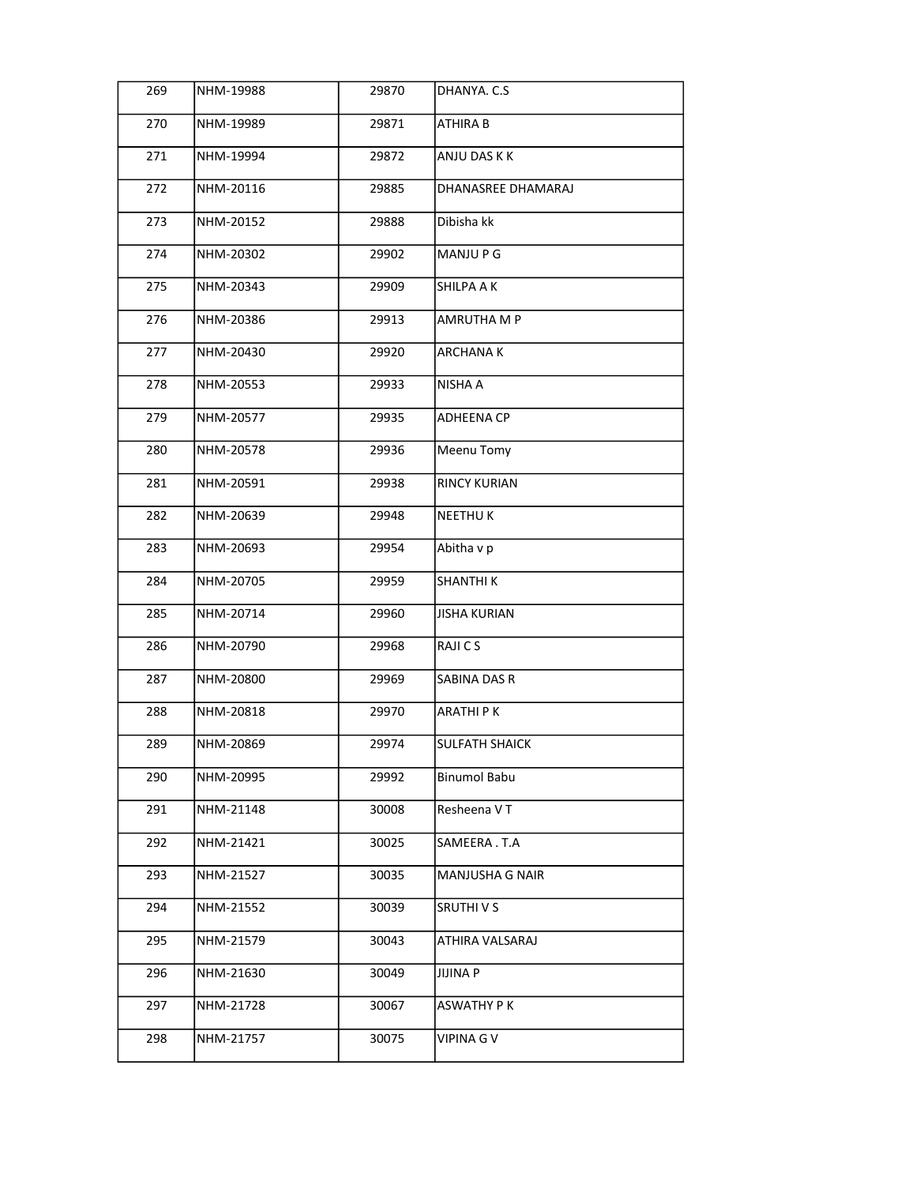| | | | |
|---|---|---|---|
| 269 | NHM-19988 | 29870 | DHANYA. C.S |
| 270 | NHM-19989 | 29871 | ATHIRA B |
| 271 | NHM-19994 | 29872 | ANJU DAS K K |
| 272 | NHM-20116 | 29885 | DHANASREE DHAMARAJ |
| 273 | NHM-20152 | 29888 | Dibisha kk |
| 274 | NHM-20302 | 29902 | MANJU P G |
| 275 | NHM-20343 | 29909 | SHILPA A K |
| 276 | NHM-20386 | 29913 | AMRUTHA M P |
| 277 | NHM-20430 | 29920 | ARCHANA K |
| 278 | NHM-20553 | 29933 | NISHA A |
| 279 | NHM-20577 | 29935 | ADHEENA CP |
| 280 | NHM-20578 | 29936 | Meenu Tomy |
| 281 | NHM-20591 | 29938 | RINCY KURIAN |
| 282 | NHM-20639 | 29948 | NEETHU K |
| 283 | NHM-20693 | 29954 | Abitha v p |
| 284 | NHM-20705 | 29959 | SHANTHI K |
| 285 | NHM-20714 | 29960 | JISHA KURIAN |
| 286 | NHM-20790 | 29968 | RAJI C S |
| 287 | NHM-20800 | 29969 | SABINA DAS R |
| 288 | NHM-20818 | 29970 | ARATHI P K |
| 289 | NHM-20869 | 29974 | SULFATH SHAICK |
| 290 | NHM-20995 | 29992 | Binumol Babu |
| 291 | NHM-21148 | 30008 | Resheena V T |
| 292 | NHM-21421 | 30025 | SAMEERA . T.A |
| 293 | NHM-21527 | 30035 | MANJUSHA G NAIR |
| 294 | NHM-21552 | 30039 | SRUTHI V S |
| 295 | NHM-21579 | 30043 | ATHIRA VALSARAJ |
| 296 | NHM-21630 | 30049 | JIJINA P |
| 297 | NHM-21728 | 30067 | ASWATHY P K |
| 298 | NHM-21757 | 30075 | VIPINA G V |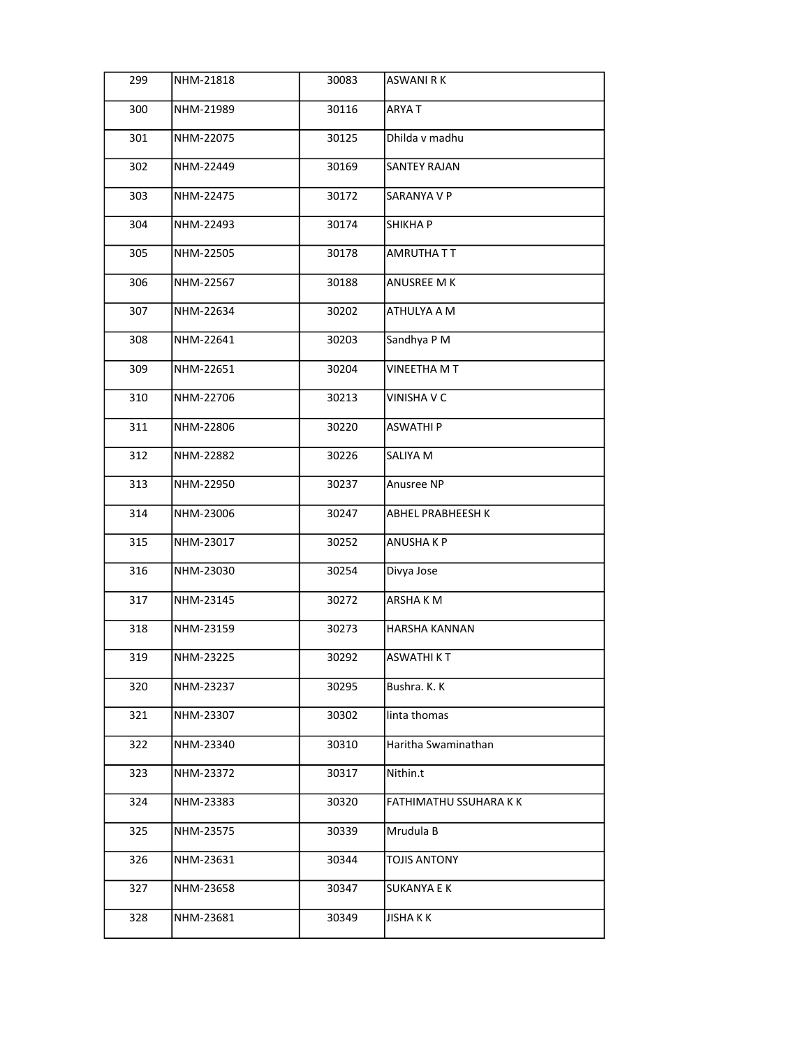| 299 | NHM-21818 | 30083 | ASWANI R K |
|---|---|---|---|
| 300 | NHM-21989 | 30116 | ARYA T |
| 301 | NHM-22075 | 30125 | Dhilda v madhu |
| 302 | NHM-22449 | 30169 | SANTEY RAJAN |
| 303 | NHM-22475 | 30172 | SARANYA V P |
| 304 | NHM-22493 | 30174 | SHIKHA P |
| 305 | NHM-22505 | 30178 | AMRUTHA T T |
| 306 | NHM-22567 | 30188 | ANUSREE M K |
| 307 | NHM-22634 | 30202 | ATHULYA A M |
| 308 | NHM-22641 | 30203 | Sandhya P M |
| 309 | NHM-22651 | 30204 | VINEETHA M T |
| 310 | NHM-22706 | 30213 | VINISHA V C |
| 311 | NHM-22806 | 30220 | ASWATHI P |
| 312 | NHM-22882 | 30226 | SALIYA M |
| 313 | NHM-22950 | 30237 | Anusree NP |
| 314 | NHM-23006 | 30247 | ABHEL PRABHEESH K |
| 315 | NHM-23017 | 30252 | ANUSHA K P |
| 316 | NHM-23030 | 30254 | Divya Jose |
| 317 | NHM-23145 | 30272 | ARSHA K M |
| 318 | NHM-23159 | 30273 | HARSHA KANNAN |
| 319 | NHM-23225 | 30292 | ASWATHI K T |
| 320 | NHM-23237 | 30295 | Bushra. K. K |
| 321 | NHM-23307 | 30302 | linta thomas |
| 322 | NHM-23340 | 30310 | Haritha Swaminathan |
| 323 | NHM-23372 | 30317 | Nithin.t |
| 324 | NHM-23383 | 30320 | FATHIMATHU SSUHARA K K |
| 325 | NHM-23575 | 30339 | Mrudula B |
| 326 | NHM-23631 | 30344 | TOJIS ANTONY |
| 327 | NHM-23658 | 30347 | SUKANYA E K |
| 328 | NHM-23681 | 30349 | JISHA K K |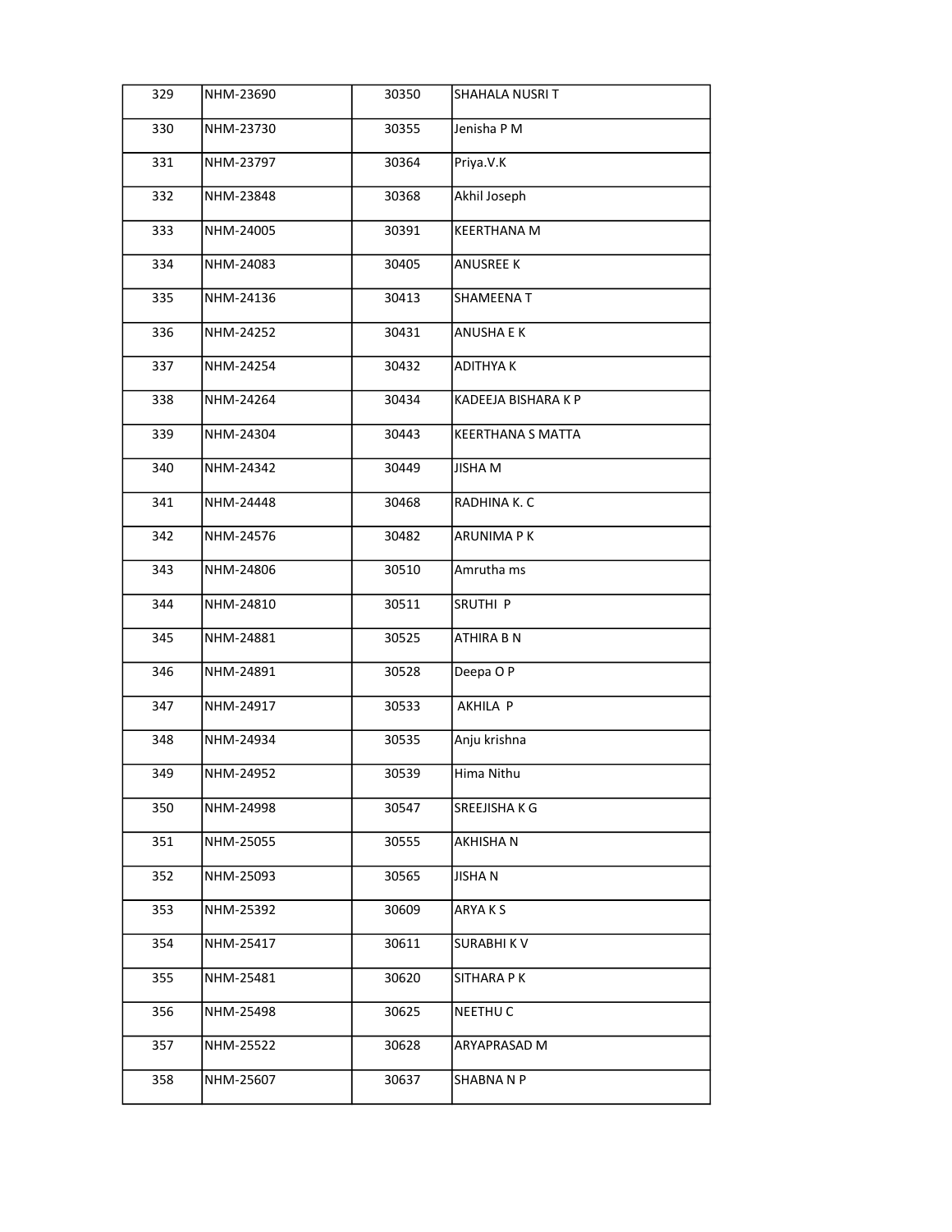| | | | |
|---|---|---|---|
| 329 | NHM-23690 | 30350 | SHAHALA NUSRI T |
| 330 | NHM-23730 | 30355 | Jenisha P M |
| 331 | NHM-23797 | 30364 | Priya.V.K |
| 332 | NHM-23848 | 30368 | Akhil Joseph |
| 333 | NHM-24005 | 30391 | KEERTHANA M |
| 334 | NHM-24083 | 30405 | ANUSREE K |
| 335 | NHM-24136 | 30413 | SHAMEENA T |
| 336 | NHM-24252 | 30431 | ANUSHA E K |
| 337 | NHM-24254 | 30432 | ADITHYA K |
| 338 | NHM-24264 | 30434 | KADEEJA BISHARA K P |
| 339 | NHM-24304 | 30443 | KEERTHANA S MATTA |
| 340 | NHM-24342 | 30449 | JISHA M |
| 341 | NHM-24448 | 30468 | RADHINA K. C |
| 342 | NHM-24576 | 30482 | ARUNIMA P K |
| 343 | NHM-24806 | 30510 | Amrutha ms |
| 344 | NHM-24810 | 30511 | SRUTHI P |
| 345 | NHM-24881 | 30525 | ATHIRA B N |
| 346 | NHM-24891 | 30528 | Deepa O P |
| 347 | NHM-24917 | 30533 | AKHILA P |
| 348 | NHM-24934 | 30535 | Anju krishna |
| 349 | NHM-24952 | 30539 | Hima Nithu |
| 350 | NHM-24998 | 30547 | SREEJISHA K G |
| 351 | NHM-25055 | 30555 | AKHISHA N |
| 352 | NHM-25093 | 30565 | JISHA N |
| 353 | NHM-25392 | 30609 | ARYA K S |
| 354 | NHM-25417 | 30611 | SURABHI K V |
| 355 | NHM-25481 | 30620 | SITHARA P K |
| 356 | NHM-25498 | 30625 | NEETHU C |
| 357 | NHM-25522 | 30628 | ARYAPRASAD M |
| 358 | NHM-25607 | 30637 | SHABNA N P |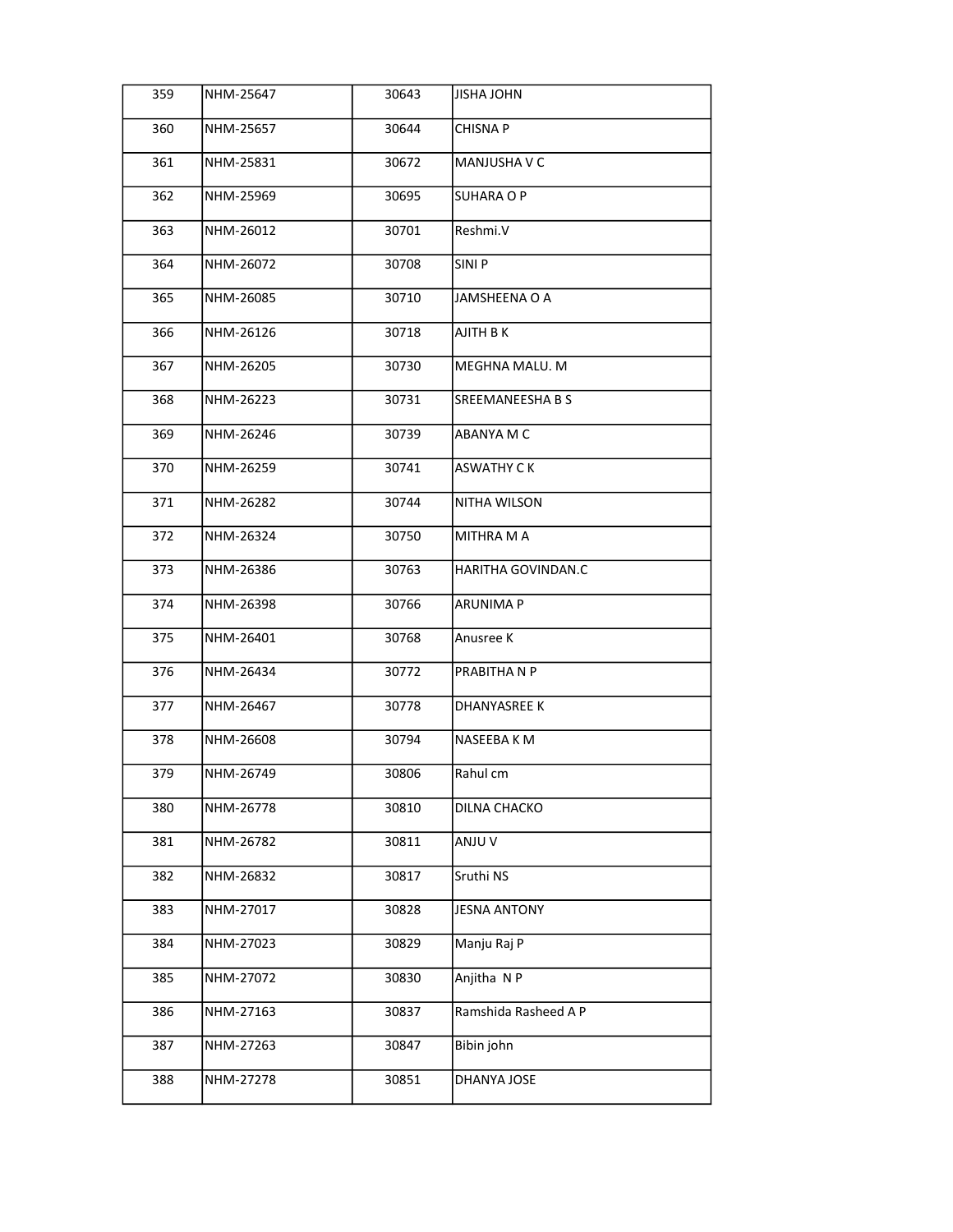| | | | |
|---|---|---|---|
| 359 | NHM-25647 | 30643 | JISHA JOHN |
| 360 | NHM-25657 | 30644 | CHISNA P |
| 361 | NHM-25831 | 30672 | MANJUSHA V C |
| 362 | NHM-25969 | 30695 | SUHARA O P |
| 363 | NHM-26012 | 30701 | Reshmi.V |
| 364 | NHM-26072 | 30708 | SINI P |
| 365 | NHM-26085 | 30710 | JAMSHEENA O A |
| 366 | NHM-26126 | 30718 | AJITH B K |
| 367 | NHM-26205 | 30730 | MEGHNA MALU. M |
| 368 | NHM-26223 | 30731 | SREEMANEESHA B S |
| 369 | NHM-26246 | 30739 | ABANYA M C |
| 370 | NHM-26259 | 30741 | ASWATHY C K |
| 371 | NHM-26282 | 30744 | NITHA WILSON |
| 372 | NHM-26324 | 30750 | MITHRA M A |
| 373 | NHM-26386 | 30763 | HARITHA GOVINDAN.C |
| 374 | NHM-26398 | 30766 | ARUNIMA P |
| 375 | NHM-26401 | 30768 | Anusree K |
| 376 | NHM-26434 | 30772 | PRABITHA N P |
| 377 | NHM-26467 | 30778 | DHANYASREE K |
| 378 | NHM-26608 | 30794 | NASEEBA K M |
| 379 | NHM-26749 | 30806 | Rahul cm |
| 380 | NHM-26778 | 30810 | DILNA CHACKO |
| 381 | NHM-26782 | 30811 | ANJU V |
| 382 | NHM-26832 | 30817 | Sruthi NS |
| 383 | NHM-27017 | 30828 | JESNA ANTONY |
| 384 | NHM-27023 | 30829 | Manju Raj P |
| 385 | NHM-27072 | 30830 | Anjitha N P |
| 386 | NHM-27163 | 30837 | Ramshida Rasheed A P |
| 387 | NHM-27263 | 30847 | Bibin john |
| 388 | NHM-27278 | 30851 | DHANYA JOSE |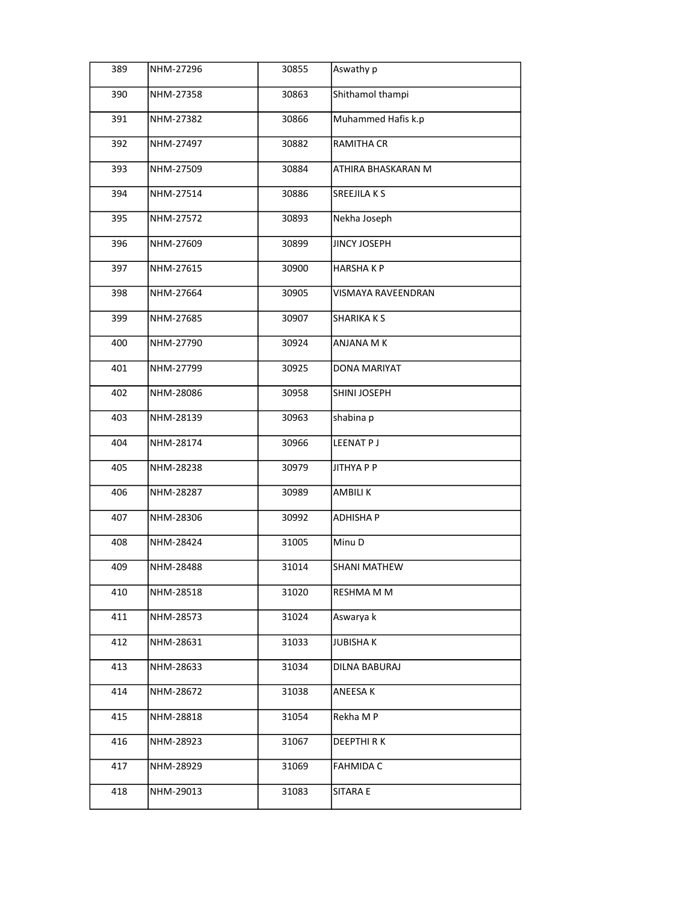| | | | |
|---|---|---|---|
| 389 | NHM-27296 | 30855 | Aswathy p |
| 390 | NHM-27358 | 30863 | Shithamol thampi |
| 391 | NHM-27382 | 30866 | Muhammed Hafis k.p |
| 392 | NHM-27497 | 30882 | RAMITHA CR |
| 393 | NHM-27509 | 30884 | ATHIRA BHASKARAN M |
| 394 | NHM-27514 | 30886 | SREEJILA K S |
| 395 | NHM-27572 | 30893 | Nekha Joseph |
| 396 | NHM-27609 | 30899 | JINCY JOSEPH |
| 397 | NHM-27615 | 30900 | HARSHA K P |
| 398 | NHM-27664 | 30905 | VISMAYA RAVEENDRAN |
| 399 | NHM-27685 | 30907 | SHARIKA K S |
| 400 | NHM-27790 | 30924 | ANJANA M K |
| 401 | NHM-27799 | 30925 | DONA MARIYAT |
| 402 | NHM-28086 | 30958 | SHINI JOSEPH |
| 403 | NHM-28139 | 30963 | shabina p |
| 404 | NHM-28174 | 30966 | LEENAT P J |
| 405 | NHM-28238 | 30979 | JITHYA P P |
| 406 | NHM-28287 | 30989 | AMBILI K |
| 407 | NHM-28306 | 30992 | ADHISHA P |
| 408 | NHM-28424 | 31005 | Minu D |
| 409 | NHM-28488 | 31014 | SHANI MATHEW |
| 410 | NHM-28518 | 31020 | RESHMA M M |
| 411 | NHM-28573 | 31024 | Aswarya k |
| 412 | NHM-28631 | 31033 | JUBISHA K |
| 413 | NHM-28633 | 31034 | DILNA BABURAJ |
| 414 | NHM-28672 | 31038 | ANEESA K |
| 415 | NHM-28818 | 31054 | Rekha M P |
| 416 | NHM-28923 | 31067 | DEEPTHI R K |
| 417 | NHM-28929 | 31069 | FAHMIDA C |
| 418 | NHM-29013 | 31083 | SITARA E |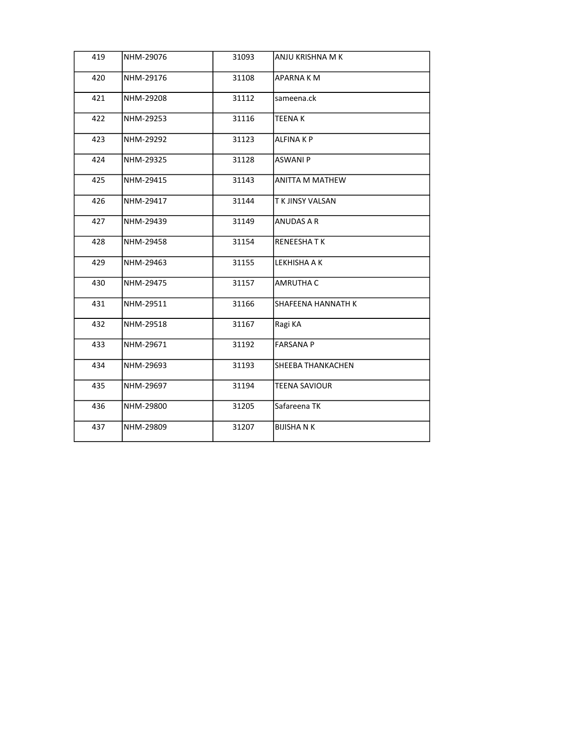| | | | |
|---|---|---|---|
| 419 | NHM-29076 | 31093 | ANJU KRISHNA M K |
| 420 | NHM-29176 | 31108 | APARNA K M |
| 421 | NHM-29208 | 31112 | sameena.ck |
| 422 | NHM-29253 | 31116 | TEENA K |
| 423 | NHM-29292 | 31123 | ALFINA K P |
| 424 | NHM-29325 | 31128 | ASWANI P |
| 425 | NHM-29415 | 31143 | ANITTA M MATHEW |
| 426 | NHM-29417 | 31144 | T K JINSY VALSAN |
| 427 | NHM-29439 | 31149 | ANUDAS A R |
| 428 | NHM-29458 | 31154 | RENEESHA T K |
| 429 | NHM-29463 | 31155 | LEKHISHA A K |
| 430 | NHM-29475 | 31157 | AMRUTHA C |
| 431 | NHM-29511 | 31166 | SHAFEENA HANNATH K |
| 432 | NHM-29518 | 31167 | Ragi KA |
| 433 | NHM-29671 | 31192 | FARSANA P |
| 434 | NHM-29693 | 31193 | SHEEBA THANKACHEN |
| 435 | NHM-29697 | 31194 | TEENA SAVIOUR |
| 436 | NHM-29800 | 31205 | Safareena TK |
| 437 | NHM-29809 | 31207 | BIJISHA N K |